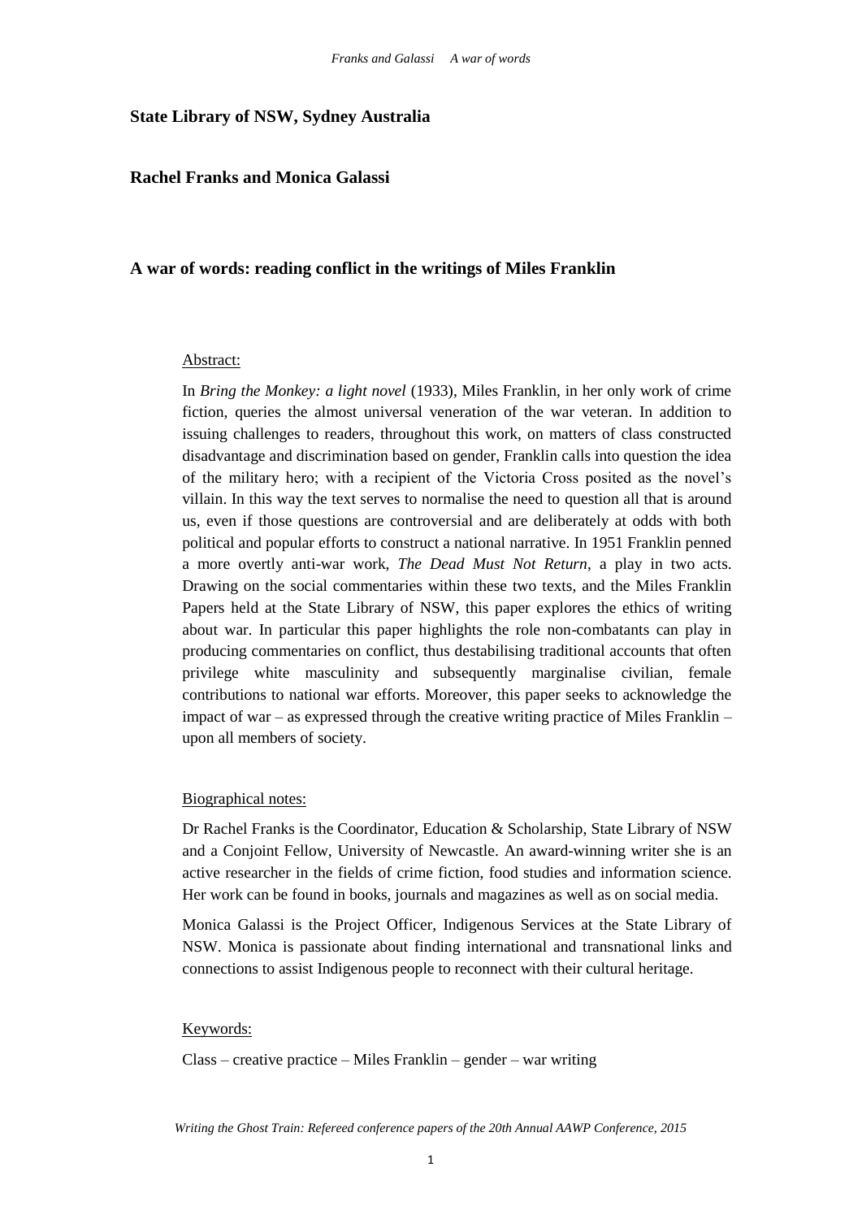**State Library of NSW, Sydney Australia**

**Rachel Franks and Monica Galassi**

# A war of words: reading conflict in the writings of Miles Franklin

Abstract:

In *Bring the Monkey: a light novel* (1933), Miles Franklin, in her only work of crime fiction, queries the almost universal veneration of the war veteran. In addition to issuing challenges to readers, throughout this work, on matters of class constructed disadvantage and discrimination based on gender, Franklin calls into question the idea of the military hero; with a recipient of the Victoria Cross posited as the novel's villain. In this way the text serves to normalise the need to question all that is around us, even if those questions are controversial and are deliberately at odds with both political and popular efforts to construct a national narrative. In 1951 Franklin penned a more overtly anti-war work, *The Dead Must Not Return*, a play in two acts. Drawing on the social commentaries within these two texts, and the Miles Franklin Papers held at the State Library of NSW, this paper explores the ethics of writing about war. In particular this paper highlights the role non-combatants can play in producing commentaries on conflict, thus destabilising traditional accounts that often privilege white masculinity and subsequently marginalise civilian, female contributions to national war efforts. Moreover, this paper seeks to acknowledge the impact of war – as expressed through the creative writing practice of Miles Franklin – upon all members of society.

Biographical notes:

Dr Rachel Franks is the Coordinator, Education & Scholarship, State Library of NSW and a Conjoint Fellow, University of Newcastle. An award-winning writer she is an active researcher in the fields of crime fiction, food studies and information science. Her work can be found in books, journals and magazines as well as on social media.

Monica Galassi is the Project Officer, Indigenous Services at the State Library of NSW. Monica is passionate about finding international and transnational links and connections to assist Indigenous people to reconnect with their cultural heritage.

Keywords:

Class – creative practice – Miles Franklin – gender – war writing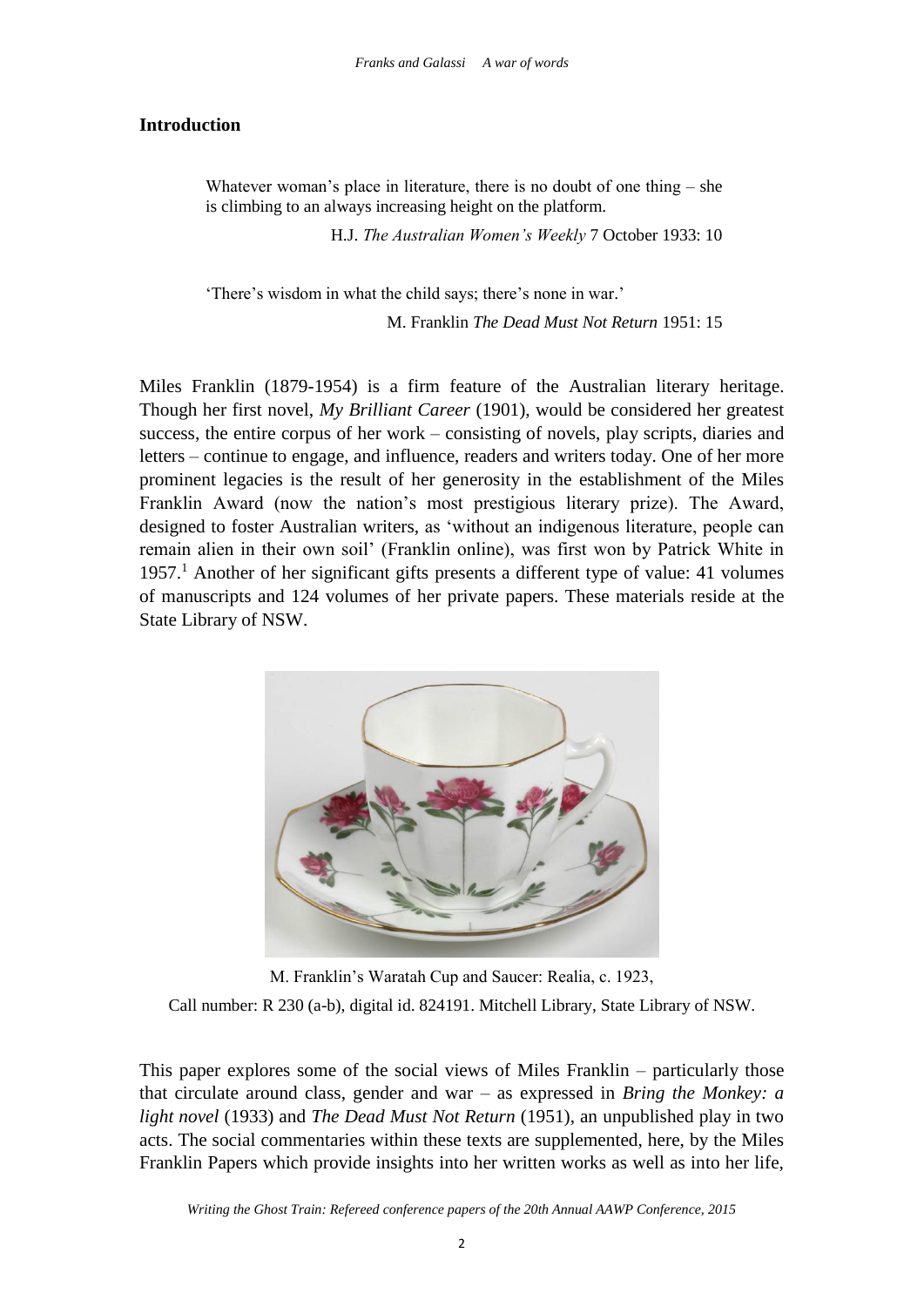## Introduction

> Whatever woman's place in literature, there is no doubt of one thing – she is climbing to an always increasing height on the platform.
>
> H.J. *The Australian Women's Weekly* 7 October 1933: 10

> 'There's wisdom in what the child says; there's none in war.'
>
> M. Franklin *The Dead Must Not Return* 1951: 15

Miles Franklin (1879-1954) is a firm feature of the Australian literary heritage. Though her first novel, *My Brilliant Career* (1901), would be considered her greatest success, the entire corpus of her work – consisting of novels, play scripts, diaries and letters – continue to engage, and influence, readers and writers today. One of her more prominent legacies is the result of her generosity in the establishment of the Miles Franklin Award (now the nation's most prestigious literary prize). The Award, designed to foster Australian writers, as 'without an indigenous literature, people can remain alien in their own soil' (Franklin online), was first won by Patrick White in 1957.[1] Another of her significant gifts presents a different type of value: 41 volumes of manuscripts and 124 volumes of her private papers. These materials reside at the State Library of NSW.

M. Franklin's Waratah Cup and Saucer: Realia, c. 1923,

Call number: R 230 (a-b), digital id. 824191. Mitchell Library, State Library of NSW.

This paper explores some of the social views of Miles Franklin – particularly those that circulate around class, gender and war – as expressed in *Bring the Monkey: a light novel* (1933) and *The Dead Must Not Return* (1951), an unpublished play in two acts. The social commentaries within these texts are supplemented, here, by the Miles Franklin Papers which provide insights into her written works as well as into her life,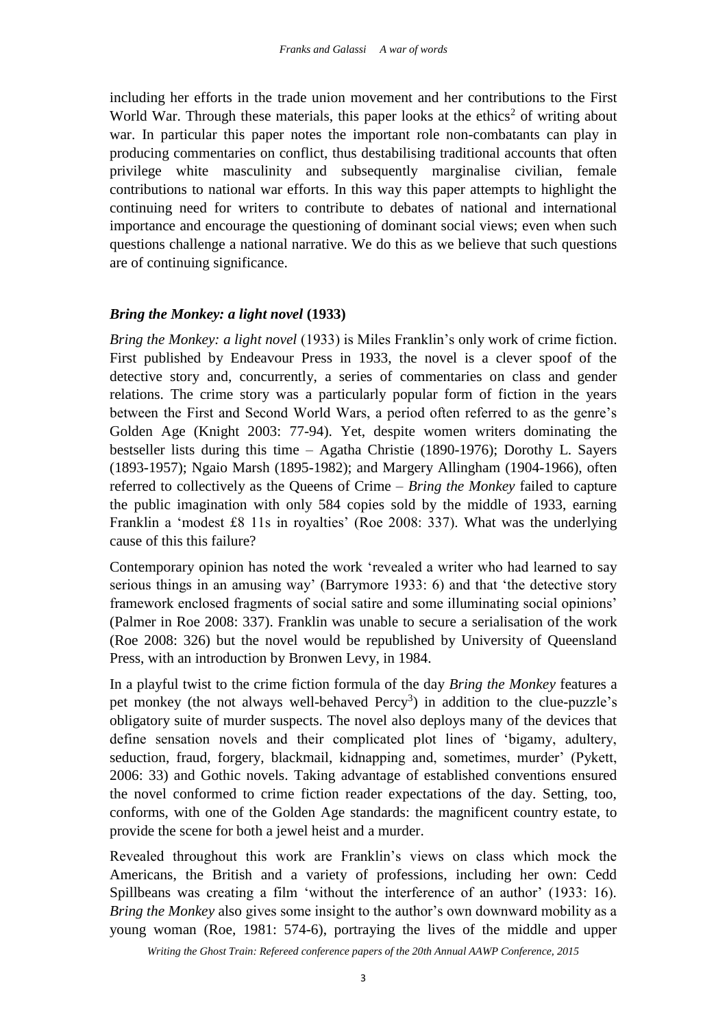including her efforts in the trade union movement and her contributions to the First World War. Through these materials, this paper looks at the ethics[2] of writing about war. In particular this paper notes the important role non-combatants can play in producing commentaries on conflict, thus destabilising traditional accounts that often privilege white masculinity and subsequently marginalise civilian, female contributions to national war efforts. In this way this paper attempts to highlight the continuing need for writers to contribute to debates of national and international importance and encourage the questioning of dominant social views; even when such questions challenge a national narrative. We do this as we believe that such questions are of continuing significance.

### *Bring the Monkey: a light novel* (1933)

*Bring the Monkey: a light novel* (1933) is Miles Franklin's only work of crime fiction. First published by Endeavour Press in 1933, the novel is a clever spoof of the detective story and, concurrently, a series of commentaries on class and gender relations. The crime story was a particularly popular form of fiction in the years between the First and Second World Wars, a period often referred to as the genre's Golden Age (Knight 2003: 77-94). Yet, despite women writers dominating the bestseller lists during this time – Agatha Christie (1890-1976); Dorothy L. Sayers (1893-1957); Ngaio Marsh (1895-1982); and Margery Allingham (1904-1966), often referred to collectively as the Queens of Crime – *Bring the Monkey* failed to capture the public imagination with only 584 copies sold by the middle of 1933, earning Franklin a 'modest £8 11s in royalties' (Roe 2008: 337). What was the underlying cause of this this failure?

Contemporary opinion has noted the work 'revealed a writer who had learned to say serious things in an amusing way' (Barrymore 1933: 6) and that 'the detective story framework enclosed fragments of social satire and some illuminating social opinions' (Palmer in Roe 2008: 337). Franklin was unable to secure a serialisation of the work (Roe 2008: 326) but the novel would be republished by University of Queensland Press, with an introduction by Bronwen Levy, in 1984.

In a playful twist to the crime fiction formula of the day *Bring the Monkey* features a pet monkey (the not always well-behaved Percy[3]) in addition to the clue-puzzle's obligatory suite of murder suspects. The novel also deploys many of the devices that define sensation novels and their complicated plot lines of 'bigamy, adultery, seduction, fraud, forgery, blackmail, kidnapping and, sometimes, murder' (Pykett, 2006: 33) and Gothic novels. Taking advantage of established conventions ensured the novel conformed to crime fiction reader expectations of the day. Setting, too, conforms, with one of the Golden Age standards: the magnificent country estate, to provide the scene for both a jewel heist and a murder.

Revealed throughout this work are Franklin's views on class which mock the Americans, the British and a variety of professions, including her own: Cedd Spillbeans was creating a film 'without the interference of an author' (1933: 16). *Bring the Monkey* also gives some insight to the author's own downward mobility as a young woman (Roe, 1981: 574-6), portraying the lives of the middle and upper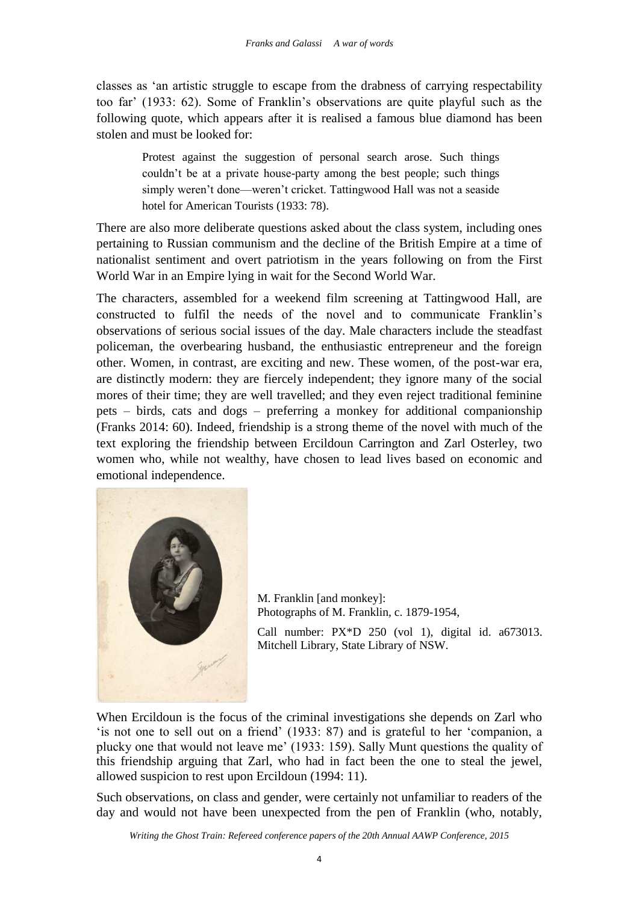classes as 'an artistic struggle to escape from the drabness of carrying respectability too far' (1933: 62). Some of Franklin's observations are quite playful such as the following quote, which appears after it is realised a famous blue diamond has been stolen and must be looked for:

> Protest against the suggestion of personal search arose. Such things couldn't be at a private house-party among the best people; such things simply weren't done—weren't cricket. Tattingwood Hall was not a seaside hotel for American Tourists (1933: 78).

There are also more deliberate questions asked about the class system, including ones pertaining to Russian communism and the decline of the British Empire at a time of nationalist sentiment and overt patriotism in the years following on from the First World War in an Empire lying in wait for the Second World War.

The characters, assembled for a weekend film screening at Tattingwood Hall, are constructed to fulfil the needs of the novel and to communicate Franklin's observations of serious social issues of the day. Male characters include the steadfast policeman, the overbearing husband, the enthusiastic entrepreneur and the foreign other. Women, in contrast, are exciting and new. These women, of the post-war era, are distinctly modern: they are fiercely independent; they ignore many of the social mores of their time; they are well travelled; and they even reject traditional feminine pets – birds, cats and dogs – preferring a monkey for additional companionship (Franks 2014: 60). Indeed, friendship is a strong theme of the novel with much of the text exploring the friendship between Ercildoun Carrington and Zarl Osterley, two women who, while not wealthy, have chosen to lead lives based on economic and emotional independence.

M. Franklin [and monkey]:
Photographs of M. Franklin, c. 1879-1954,

Call number: PX*D 250 (vol 1), digital id. a673013. Mitchell Library, State Library of NSW.

When Ercildoun is the focus of the criminal investigations she depends on Zarl who 'is not one to sell out on a friend' (1933: 87) and is grateful to her 'companion, a plucky one that would not leave me' (1933: 159). Sally Munt questions the quality of this friendship arguing that Zarl, who had in fact been the one to steal the jewel, allowed suspicion to rest upon Ercildoun (1994: 11).

Such observations, on class and gender, were certainly not unfamiliar to readers of the day and would not have been unexpected from the pen of Franklin (who, notably,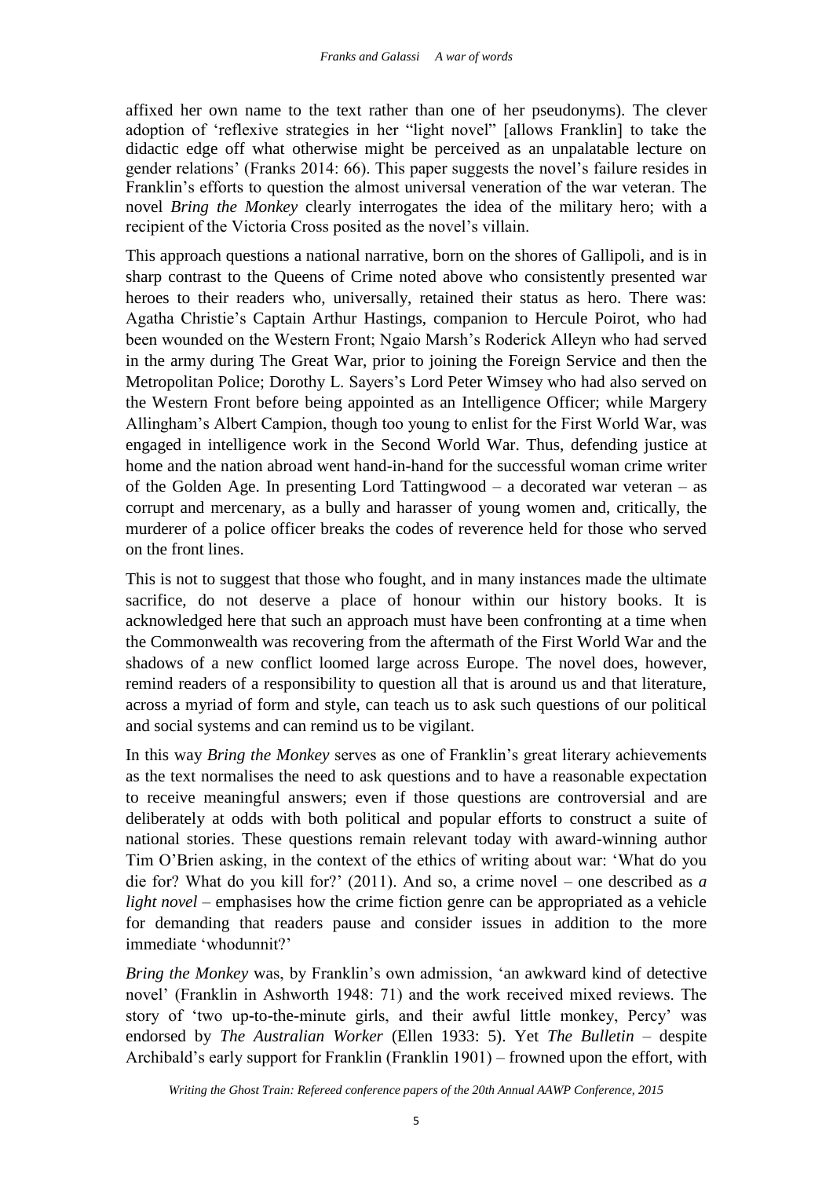affixed her own name to the text rather than one of her pseudonyms). The clever adoption of 'reflexive strategies in her "light novel" [allows Franklin] to take the didactic edge off what otherwise might be perceived as an unpalatable lecture on gender relations' (Franks 2014: 66). This paper suggests the novel's failure resides in Franklin's efforts to question the almost universal veneration of the war veteran. The novel *Bring the Monkey* clearly interrogates the idea of the military hero; with a recipient of the Victoria Cross posited as the novel's villain.

This approach questions a national narrative, born on the shores of Gallipoli, and is in sharp contrast to the Queens of Crime noted above who consistently presented war heroes to their readers who, universally, retained their status as hero. There was: Agatha Christie's Captain Arthur Hastings, companion to Hercule Poirot, who had been wounded on the Western Front; Ngaio Marsh's Roderick Alleyn who had served in the army during The Great War, prior to joining the Foreign Service and then the Metropolitan Police; Dorothy L. Sayers's Lord Peter Wimsey who had also served on the Western Front before being appointed as an Intelligence Officer; while Margery Allingham's Albert Campion, though too young to enlist for the First World War, was engaged in intelligence work in the Second World War. Thus, defending justice at home and the nation abroad went hand-in-hand for the successful woman crime writer of the Golden Age. In presenting Lord Tattingwood – a decorated war veteran – as corrupt and mercenary, as a bully and harasser of young women and, critically, the murderer of a police officer breaks the codes of reverence held for those who served on the front lines.

This is not to suggest that those who fought, and in many instances made the ultimate sacrifice, do not deserve a place of honour within our history books. It is acknowledged here that such an approach must have been confronting at a time when the Commonwealth was recovering from the aftermath of the First World War and the shadows of a new conflict loomed large across Europe. The novel does, however, remind readers of a responsibility to question all that is around us and that literature, across a myriad of form and style, can teach us to ask such questions of our political and social systems and can remind us to be vigilant.

In this way *Bring the Monkey* serves as one of Franklin's great literary achievements as the text normalises the need to ask questions and to have a reasonable expectation to receive meaningful answers; even if those questions are controversial and are deliberately at odds with both political and popular efforts to construct a suite of national stories. These questions remain relevant today with award-winning author Tim O'Brien asking, in the context of the ethics of writing about war: 'What do you die for? What do you kill for?' (2011). And so, a crime novel – one described as *a light novel* – emphasises how the crime fiction genre can be appropriated as a vehicle for demanding that readers pause and consider issues in addition to the more immediate 'whodunnit?'

*Bring the Monkey* was, by Franklin's own admission, 'an awkward kind of detective novel' (Franklin in Ashworth 1948: 71) and the work received mixed reviews. The story of 'two up-to-the-minute girls, and their awful little monkey, Percy' was endorsed by *The Australian Worker* (Ellen 1933: 5). Yet *The Bulletin* – despite Archibald's early support for Franklin (Franklin 1901) – frowned upon the effort, with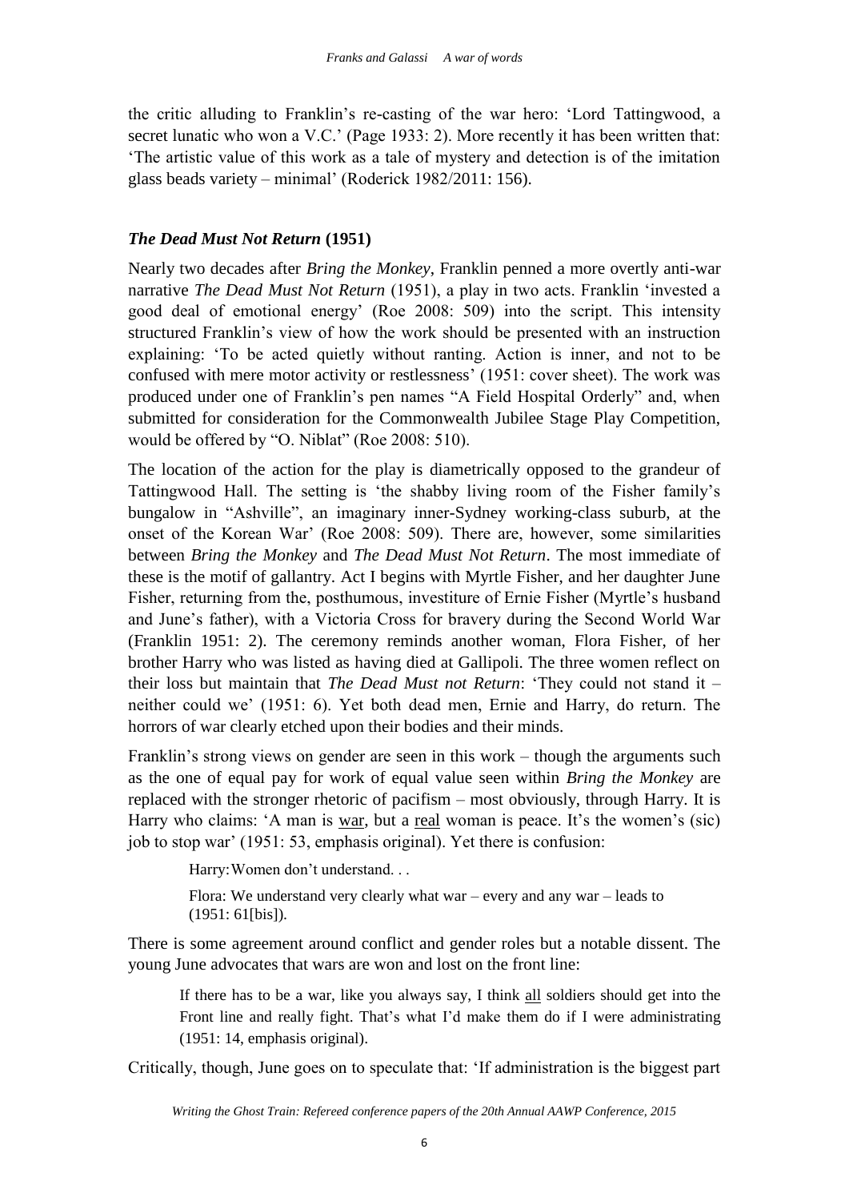the critic alluding to Franklin's re-casting of the war hero: 'Lord Tattingwood, a secret lunatic who won a V.C.' (Page 1933: 2). More recently it has been written that: 'The artistic value of this work as a tale of mystery and detection is of the imitation glass beads variety – minimal' (Roderick 1982/2011: 156).

### *The Dead Must Not Return* (1951)

Nearly two decades after *Bring the Monkey*, Franklin penned a more overtly anti-war narrative *The Dead Must Not Return* (1951), a play in two acts. Franklin 'invested a good deal of emotional energy' (Roe 2008: 509) into the script. This intensity structured Franklin's view of how the work should be presented with an instruction explaining: 'To be acted quietly without ranting. Action is inner, and not to be confused with mere motor activity or restlessness' (1951: cover sheet). The work was produced under one of Franklin's pen names "A Field Hospital Orderly" and, when submitted for consideration for the Commonwealth Jubilee Stage Play Competition, would be offered by "O. Niblat" (Roe 2008: 510).

The location of the action for the play is diametrically opposed to the grandeur of Tattingwood Hall. The setting is 'the shabby living room of the Fisher family's bungalow in "Ashville", an imaginary inner-Sydney working-class suburb, at the onset of the Korean War' (Roe 2008: 509). There are, however, some similarities between *Bring the Monkey* and *The Dead Must Not Return*. The most immediate of these is the motif of gallantry. Act I begins with Myrtle Fisher, and her daughter June Fisher, returning from the, posthumous, investiture of Ernie Fisher (Myrtle's husband and June's father), with a Victoria Cross for bravery during the Second World War (Franklin 1951: 2). The ceremony reminds another woman, Flora Fisher, of her brother Harry who was listed as having died at Gallipoli. The three women reflect on their loss but maintain that *The Dead Must not Return*: 'They could not stand it – neither could we' (1951: 6). Yet both dead men, Ernie and Harry, do return. The horrors of war clearly etched upon their bodies and their minds.

Franklin's strong views on gender are seen in this work – though the arguments such as the one of equal pay for work of equal value seen within *Bring the Monkey* are replaced with the stronger rhetoric of pacifism – most obviously, through Harry. It is Harry who claims: 'A man is <u>war</u>, but a <u>real</u> woman is peace. It's the women's (sic) job to stop war' (1951: 53, emphasis original). Yet there is confusion:

> Harry: Women don't understand. . .
>
> Flora: We understand very clearly what war – every and any war – leads to (1951: 61[bis]).

There is some agreement around conflict and gender roles but a notable dissent. The young June advocates that wars are won and lost on the front line:

> If there has to be a war, like you always say, I think <u>all</u> soldiers should get into the Front line and really fight. That's what I'd make them do if I were administrating (1951: 14, emphasis original).

Critically, though, June goes on to speculate that: 'If administration is the biggest part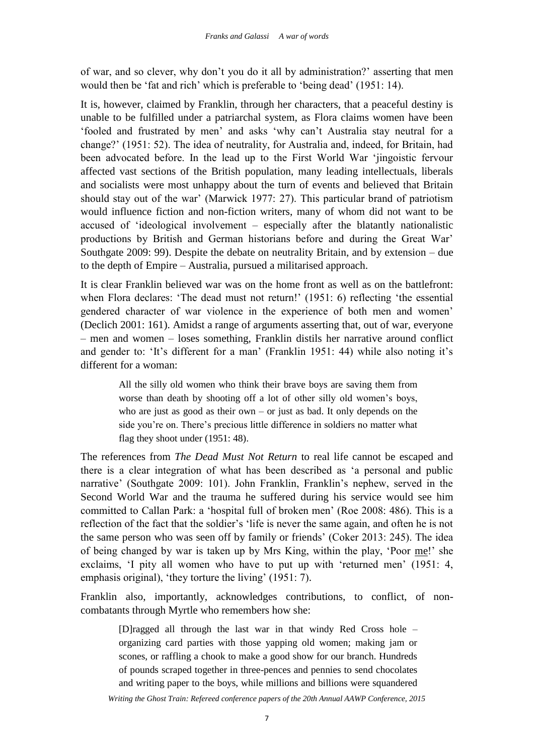of war, and so clever, why don't you do it all by administration?' asserting that men would then be 'fat and rich' which is preferable to 'being dead' (1951: 14).

It is, however, claimed by Franklin, through her characters, that a peaceful destiny is unable to be fulfilled under a patriarchal system, as Flora claims women have been 'fooled and frustrated by men' and asks 'why can't Australia stay neutral for a change?' (1951: 52). The idea of neutrality, for Australia and, indeed, for Britain, had been advocated before. In the lead up to the First World War 'jingoistic fervour affected vast sections of the British population, many leading intellectuals, liberals and socialists were most unhappy about the turn of events and believed that Britain should stay out of the war' (Marwick 1977: 27). This particular brand of patriotism would influence fiction and non-fiction writers, many of whom did not want to be accused of 'ideological involvement – especially after the blatantly nationalistic productions by British and German historians before and during the Great War' Southgate 2009: 99). Despite the debate on neutrality Britain, and by extension – due to the depth of Empire – Australia, pursued a militarised approach.

It is clear Franklin believed war was on the home front as well as on the battlefront: when Flora declares: 'The dead must not return!' (1951: 6) reflecting 'the essential gendered character of war violence in the experience of both men and women' (Declich 2001: 161). Amidst a range of arguments asserting that, out of war, everyone – men and women – loses something, Franklin distils her narrative around conflict and gender to: 'It's different for a man' (Franklin 1951: 44) while also noting it's different for a woman:

> All the silly old women who think their brave boys are saving them from worse than death by shooting off a lot of other silly old women's boys, who are just as good as their own – or just as bad. It only depends on the side you're on. There's precious little difference in soldiers no matter what flag they shoot under (1951: 48).

The references from *The Dead Must Not Return* to real life cannot be escaped and there is a clear integration of what has been described as 'a personal and public narrative' (Southgate 2009: 101). John Franklin, Franklin's nephew, served in the Second World War and the trauma he suffered during his service would see him committed to Callan Park: a 'hospital full of broken men' (Roe 2008: 486). This is a reflection of the fact that the soldier's 'life is never the same again, and often he is not the same person who was seen off by family or friends' (Coker 2013: 245). The idea of being changed by war is taken up by Mrs King, within the play, 'Poor <u>me</u>!' she exclaims, 'I pity all women who have to put up with 'returned men' (1951: 4, emphasis original), 'they torture the living' (1951: 7).

Franklin also, importantly, acknowledges contributions, to conflict, of non-combatants through Myrtle who remembers how she:

> [D]ragged all through the last war in that windy Red Cross hole – organizing card parties with those yapping old women; making jam or scones, or raffling a chook to make a good show for our branch. Hundreds of pounds scraped together in three-pences and pennies to send chocolates and writing paper to the boys, while millions and billions were squandered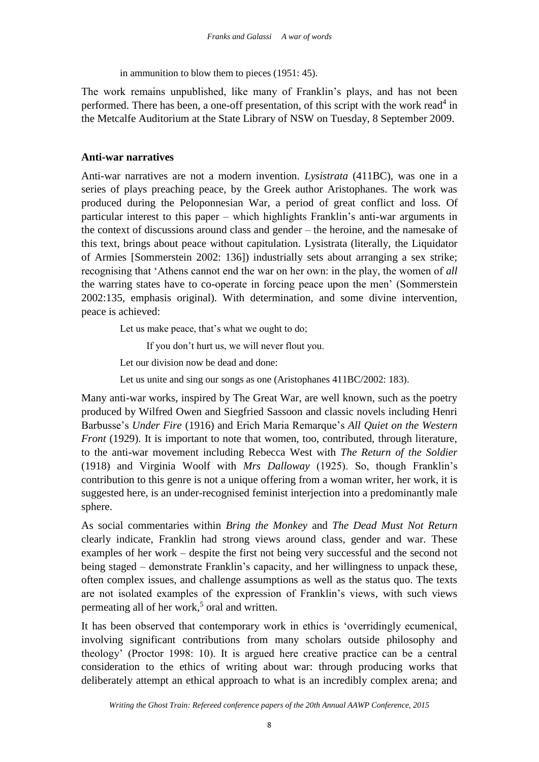in ammunition to blow them to pieces (1951: 45).

The work remains unpublished, like many of Franklin's plays, and has not been performed. There has been, a one-off presentation, of this script with the work read[4] in the Metcalfe Auditorium at the State Library of NSW on Tuesday, 8 September 2009.

## Anti-war narratives

Anti-war narratives are not a modern invention. *Lysistrata* (411BC), was one in a series of plays preaching peace, by the Greek author Aristophanes. The work was produced during the Peloponnesian War, a period of great conflict and loss. Of particular interest to this paper – which highlights Franklin's anti-war arguments in the context of discussions around class and gender – the heroine, and the namesake of this text, brings about peace without capitulation. Lysistrata (literally, the Liquidator of Armies [Sommerstein 2002: 136]) industrially sets about arranging a sex strike; recognising that 'Athens cannot end the war on her own: in the play, the women of *all* the warring states have to co-operate in forcing peace upon the men' (Sommerstein 2002:135, emphasis original). With determination, and some divine intervention, peace is achieved:

> Let us make peace, that's what we ought to do;
>
> If you don't hurt us, we will never flout you.
>
> Let our division now be dead and done:
>
> Let us unite and sing our songs as one (Aristophanes 411BC/2002: 183).

Many anti-war works, inspired by The Great War, are well known, such as the poetry produced by Wilfred Owen and Siegfried Sassoon and classic novels including Henri Barbusse's *Under Fire* (1916) and Erich Maria Remarque's *All Quiet on the Western Front* (1929). It is important to note that women, too, contributed, through literature, to the anti-war movement including Rebecca West with *The Return of the Soldier* (1918) and Virginia Woolf with *Mrs Dalloway* (1925). So, though Franklin's contribution to this genre is not a unique offering from a woman writer, her work, it is suggested here, is an under-recognised feminist interjection into a predominantly male sphere.

As social commentaries within *Bring the Monkey* and *The Dead Must Not Return* clearly indicate, Franklin had strong views around class, gender and war. These examples of her work – despite the first not being very successful and the second not being staged – demonstrate Franklin's capacity, and her willingness to unpack these, often complex issues, and challenge assumptions as well as the status quo. The texts are not isolated examples of the expression of Franklin's views, with such views permeating all of her work,[5] oral and written.

It has been observed that contemporary work in ethics is 'overridingly ecumenical, involving significant contributions from many scholars outside philosophy and theology' (Proctor 1998: 10). It is argued here creative practice can be a central consideration to the ethics of writing about war: through producing works that deliberately attempt an ethical approach to what is an incredibly complex arena; and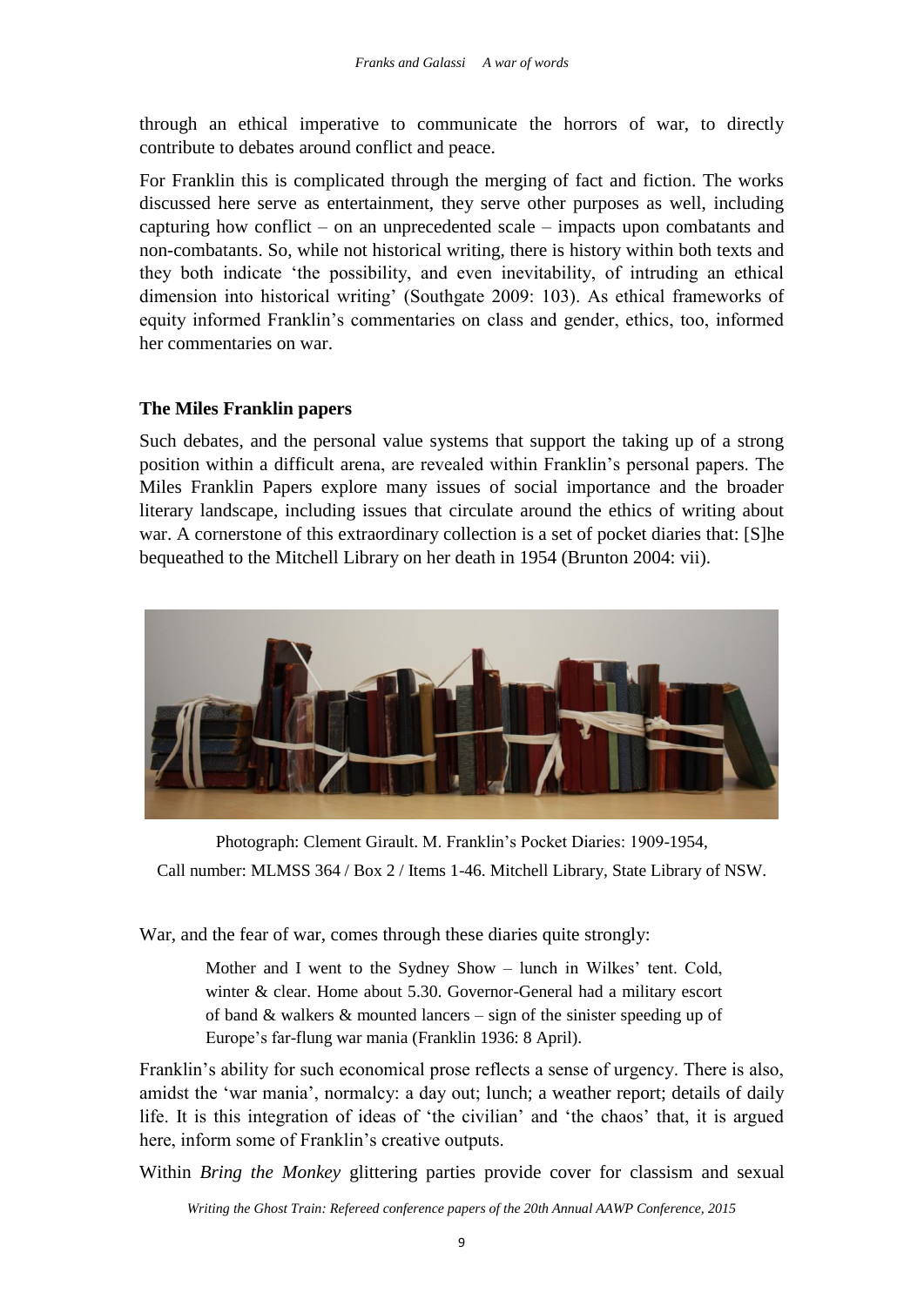through an ethical imperative to communicate the horrors of war, to directly contribute to debates around conflict and peace.

For Franklin this is complicated through the merging of fact and fiction. The works discussed here serve as entertainment, they serve other purposes as well, including capturing how conflict – on an unprecedented scale – impacts upon combatants and non-combatants. So, while not historical writing, there is history within both texts and they both indicate 'the possibility, and even inevitability, of intruding an ethical dimension into historical writing' (Southgate 2009: 103). As ethical frameworks of equity informed Franklin's commentaries on class and gender, ethics, too, informed her commentaries on war.

**The Miles Franklin papers**

Such debates, and the personal value systems that support the taking up of a strong position within a difficult arena, are revealed within Franklin's personal papers. The Miles Franklin Papers explore many issues of social importance and the broader literary landscape, including issues that circulate around the ethics of writing about war. A cornerstone of this extraordinary collection is a set of pocket diaries that: [S]he bequeathed to the Mitchell Library on her death in 1954 (Brunton 2004: vii).

Photograph: Clement Girault. M. Franklin's Pocket Diaries: 1909-1954, Call number: MLMSS 364 / Box 2 / Items 1-46. Mitchell Library, State Library of NSW.

War, and the fear of war, comes through these diaries quite strongly:

> Mother and I went to the Sydney Show – lunch in Wilkes' tent. Cold, winter & clear. Home about 5.30. Governor-General had a military escort of band & walkers & mounted lancers – sign of the sinister speeding up of Europe's far-flung war mania (Franklin 1936: 8 April).

Franklin's ability for such economical prose reflects a sense of urgency. There is also, amidst the 'war mania', normalcy: a day out; lunch; a weather report; details of daily life. It is this integration of ideas of 'the civilian' and 'the chaos' that, it is argued here, inform some of Franklin's creative outputs.

Within *Bring the Monkey* glittering parties provide cover for classism and sexual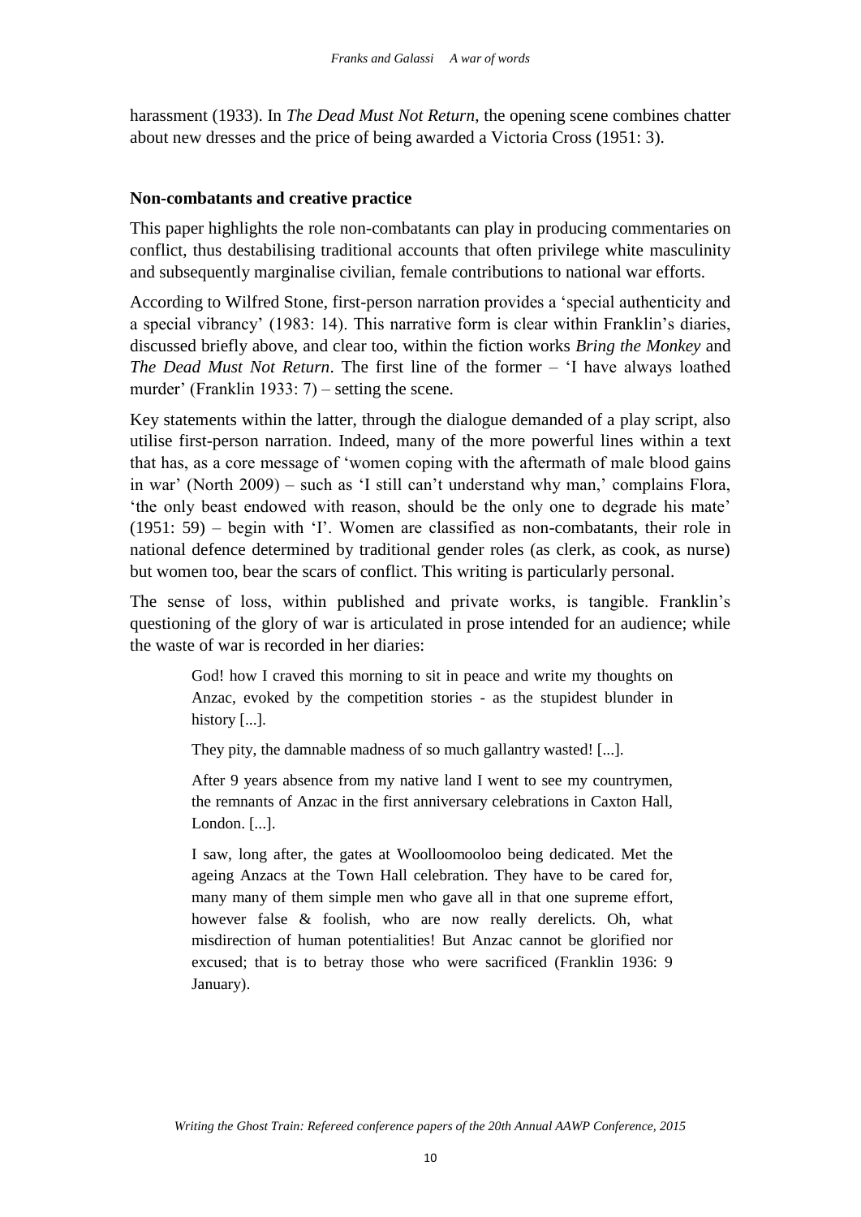harassment (1933). In *The Dead Must Not Return*, the opening scene combines chatter about new dresses and the price of being awarded a Victoria Cross (1951: 3).

### Non-combatants and creative practice

This paper highlights the role non-combatants can play in producing commentaries on conflict, thus destabilising traditional accounts that often privilege white masculinity and subsequently marginalise civilian, female contributions to national war efforts.

According to Wilfred Stone, first-person narration provides a 'special authenticity and a special vibrancy' (1983: 14). This narrative form is clear within Franklin's diaries, discussed briefly above, and clear too, within the fiction works *Bring the Monkey* and *The Dead Must Not Return*. The first line of the former – 'I have always loathed murder' (Franklin 1933: 7) – setting the scene.

Key statements within the latter, through the dialogue demanded of a play script, also utilise first-person narration. Indeed, many of the more powerful lines within a text that has, as a core message of 'women coping with the aftermath of male blood gains in war' (North 2009) – such as 'I still can't understand why man,' complains Flora, 'the only beast endowed with reason, should be the only one to degrade his mate' (1951: 59) – begin with 'I'. Women are classified as non-combatants, their role in national defence determined by traditional gender roles (as clerk, as cook, as nurse) but women too, bear the scars of conflict. This writing is particularly personal.

The sense of loss, within published and private works, is tangible. Franklin's questioning of the glory of war is articulated in prose intended for an audience; while the waste of war is recorded in her diaries:

> God! how I craved this morning to sit in peace and write my thoughts on Anzac, evoked by the competition stories - as the stupidest blunder in history [...].
>
> They pity, the damnable madness of so much gallantry wasted! [...].
>
> After 9 years absence from my native land I went to see my countrymen, the remnants of Anzac in the first anniversary celebrations in Caxton Hall, London. [...].
>
> I saw, long after, the gates at Woolloomooloo being dedicated. Met the ageing Anzacs at the Town Hall celebration. They have to be cared for, many many of them simple men who gave all in that one supreme effort, however false & foolish, who are now really derelicts. Oh, what misdirection of human potentialities! But Anzac cannot be glorified nor excused; that is to betray those who were sacrificed (Franklin 1936: 9 January).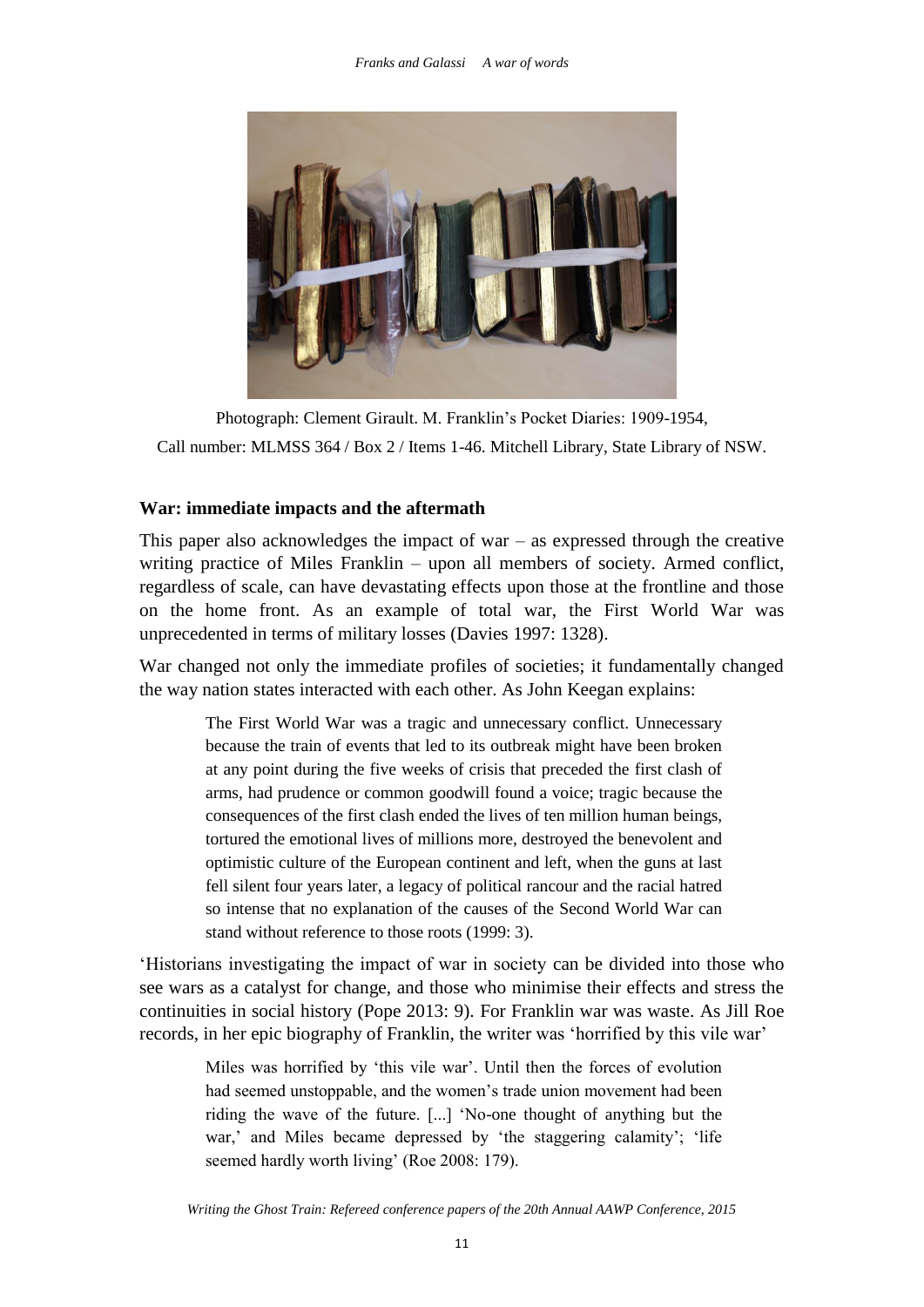Photograph: Clement Girault. M. Franklin's Pocket Diaries: 1909-1954,
Call number: MLMSS 364 / Box 2 / Items 1-46. Mitchell Library, State Library of NSW.

**War: immediate impacts and the aftermath**

This paper also acknowledges the impact of war – as expressed through the creative writing practice of Miles Franklin – upon all members of society. Armed conflict, regardless of scale, can have devastating effects upon those at the frontline and those on the home front. As an example of total war, the First World War was unprecedented in terms of military losses (Davies 1997: 1328).

War changed not only the immediate profiles of societies; it fundamentally changed the way nation states interacted with each other. As John Keegan explains:

> The First World War was a tragic and unnecessary conflict. Unnecessary because the train of events that led to its outbreak might have been broken at any point during the five weeks of crisis that preceded the first clash of arms, had prudence or common goodwill found a voice; tragic because the consequences of the first clash ended the lives of ten million human beings, tortured the emotional lives of millions more, destroyed the benevolent and optimistic culture of the European continent and left, when the guns at last fell silent four years later, a legacy of political rancour and the racial hatred so intense that no explanation of the causes of the Second World War can stand without reference to those roots (1999: 3).

'Historians investigating the impact of war in society can be divided into those who see wars as a catalyst for change, and those who minimise their effects and stress the continuities in social history (Pope 2013: 9). For Franklin war was waste. As Jill Roe records, in her epic biography of Franklin, the writer was 'horrified by this vile war'

> Miles was horrified by 'this vile war'. Until then the forces of evolution had seemed unstoppable, and the women's trade union movement had been riding the wave of the future. [...] 'No-one thought of anything but the war,' and Miles became depressed by 'the staggering calamity'; 'life seemed hardly worth living' (Roe 2008: 179).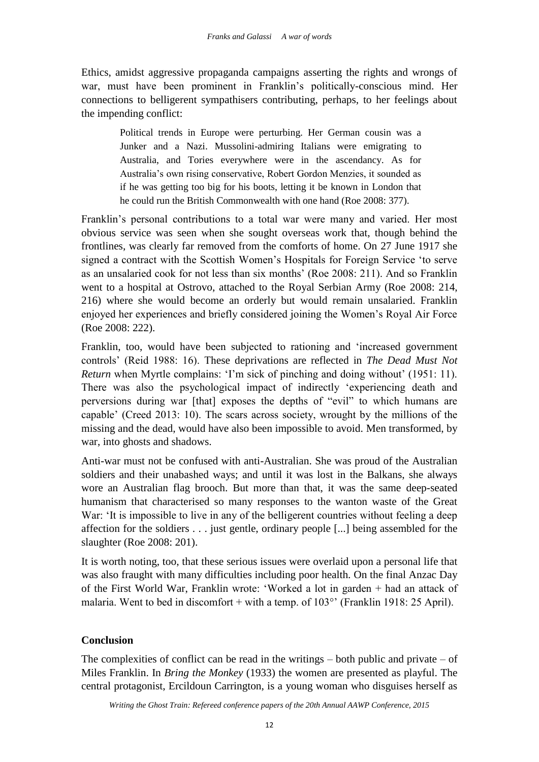Ethics, amidst aggressive propaganda campaigns asserting the rights and wrongs of war, must have been prominent in Franklin's politically-conscious mind. Her connections to belligerent sympathisers contributing, perhaps, to her feelings about the impending conflict:

> Political trends in Europe were perturbing. Her German cousin was a Junker and a Nazi. Mussolini-admiring Italians were emigrating to Australia, and Tories everywhere were in the ascendancy. As for Australia's own rising conservative, Robert Gordon Menzies, it sounded as if he was getting too big for his boots, letting it be known in London that he could run the British Commonwealth with one hand (Roe 2008: 377).

Franklin's personal contributions to a total war were many and varied. Her most obvious service was seen when she sought overseas work that, though behind the frontlines, was clearly far removed from the comforts of home. On 27 June 1917 she signed a contract with the Scottish Women's Hospitals for Foreign Service 'to serve as an unsalaried cook for not less than six months' (Roe 2008: 211). And so Franklin went to a hospital at Ostrovo, attached to the Royal Serbian Army (Roe 2008: 214, 216) where she would become an orderly but would remain unsalaried. Franklin enjoyed her experiences and briefly considered joining the Women's Royal Air Force (Roe 2008: 222).

Franklin, too, would have been subjected to rationing and 'increased government controls' (Reid 1988: 16). These deprivations are reflected in *The Dead Must Not Return* when Myrtle complains: 'I'm sick of pinching and doing without' (1951: 11). There was also the psychological impact of indirectly 'experiencing death and perversions during war [that] exposes the depths of "evil" to which humans are capable' (Creed 2013: 10). The scars across society, wrought by the millions of the missing and the dead, would have also been impossible to avoid. Men transformed, by war, into ghosts and shadows.

Anti-war must not be confused with anti-Australian. She was proud of the Australian soldiers and their unabashed ways; and until it was lost in the Balkans, she always wore an Australian flag brooch. But more than that, it was the same deep-seated humanism that characterised so many responses to the wanton waste of the Great War: 'It is impossible to live in any of the belligerent countries without feeling a deep affection for the soldiers . . . just gentle, ordinary people [...] being assembled for the slaughter (Roe 2008: 201).

It is worth noting, too, that these serious issues were overlaid upon a personal life that was also fraught with many difficulties including poor health. On the final Anzac Day of the First World War, Franklin wrote: 'Worked a lot in garden + had an attack of malaria. Went to bed in discomfort + with a temp. of 103°' (Franklin 1918: 25 April).

## Conclusion

The complexities of conflict can be read in the writings – both public and private – of Miles Franklin. In *Bring the Monkey* (1933) the women are presented as playful. The central protagonist, Ercildoun Carrington, is a young woman who disguises herself as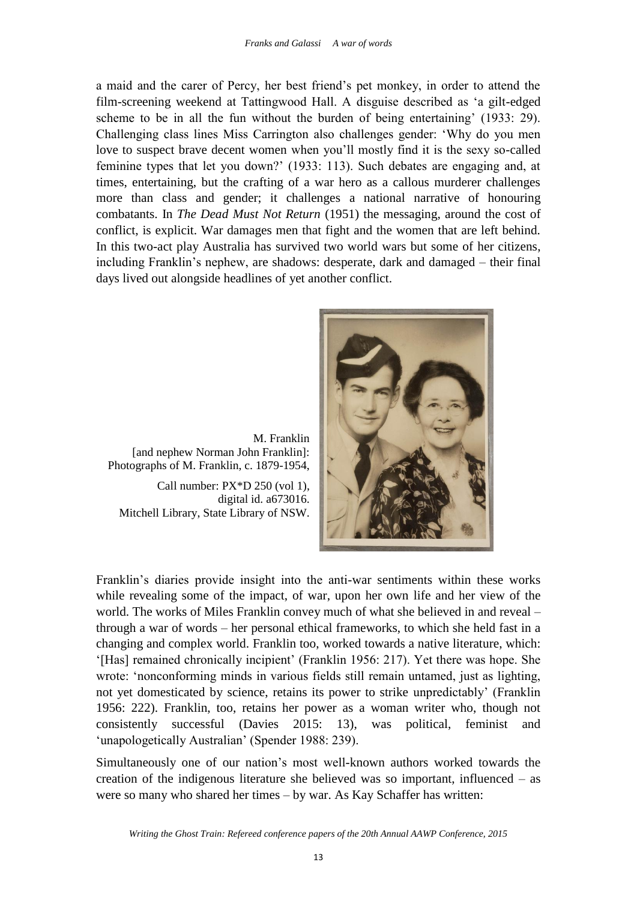a maid and the carer of Percy, her best friend's pet monkey, in order to attend the film-screening weekend at Tattingwood Hall. A disguise described as 'a gilt-edged scheme to be in all the fun without the burden of being entertaining' (1933: 29). Challenging class lines Miss Carrington also challenges gender: 'Why do you men love to suspect brave decent women when you'll mostly find it is the sexy so-called feminine types that let you down?' (1933: 113). Such debates are engaging and, at times, entertaining, but the crafting of a war hero as a callous murderer challenges more than class and gender; it challenges a national narrative of honouring combatants. In *The Dead Must Not Return* (1951) the messaging, around the cost of conflict, is explicit. War damages men that fight and the women that are left behind. In this two-act play Australia has survived two world wars but some of her citizens, including Franklin's nephew, are shadows: desperate, dark and damaged – their final days lived out alongside headlines of yet another conflict.

M. Franklin
[and nephew Norman John Franklin]:
Photographs of M. Franklin, c. 1879-1954,

Call number: PX*D 250 (vol 1),
digital id. a673016.
Mitchell Library, State Library of NSW.

Franklin's diaries provide insight into the anti-war sentiments within these works while revealing some of the impact, of war, upon her own life and her view of the world. The works of Miles Franklin convey much of what she believed in and reveal – through a war of words – her personal ethical frameworks, to which she held fast in a changing and complex world. Franklin too, worked towards a native literature, which: '[Has] remained chronically incipient' (Franklin 1956: 217). Yet there was hope. She wrote: 'nonconforming minds in various fields still remain untamed, just as lighting, not yet domesticated by science, retains its power to strike unpredictably' (Franklin 1956: 222). Franklin, too, retains her power as a woman writer who, though not consistently successful (Davies 2015: 13), was political, feminist and 'unapologetically Australian' (Spender 1988: 239).

Simultaneously one of our nation's most well-known authors worked towards the creation of the indigenous literature she believed was so important, influenced – as were so many who shared her times – by war. As Kay Schaffer has written: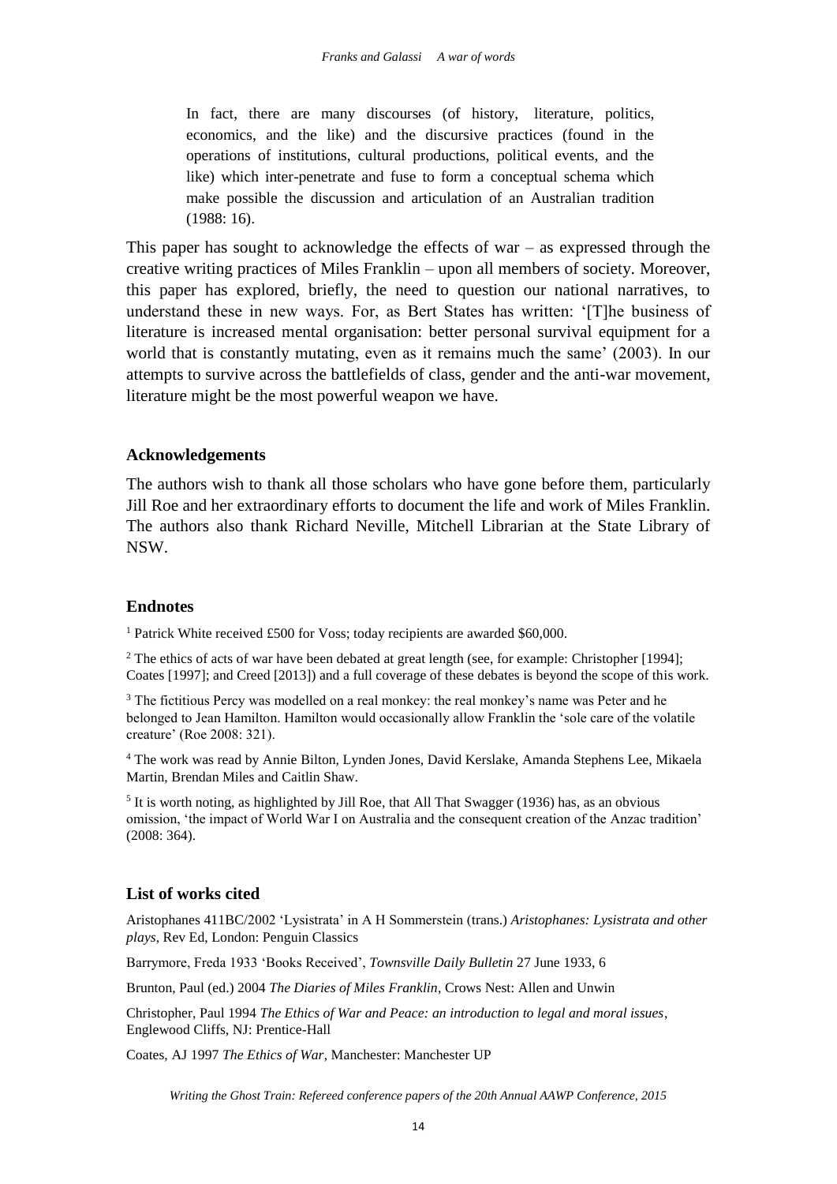> In fact, there are many discourses (of history, literature, politics, economics, and the like) and the discursive practices (found in the operations of institutions, cultural productions, political events, and the like) which inter-penetrate and fuse to form a conceptual schema which make possible the discussion and articulation of an Australian tradition (1988: 16).

This paper has sought to acknowledge the effects of war – as expressed through the creative writing practices of Miles Franklin – upon all members of society. Moreover, this paper has explored, briefly, the need to question our national narratives, to understand these in new ways. For, as Bert States has written: '[T]he business of literature is increased mental organisation: better personal survival equipment for a world that is constantly mutating, even as it remains much the same' (2003). In our attempts to survive across the battlefields of class, gender and the anti-war movement, literature might be the most powerful weapon we have.

### Acknowledgements

The authors wish to thank all those scholars who have gone before them, particularly Jill Roe and her extraordinary efforts to document the life and work of Miles Franklin. The authors also thank Richard Neville, Mitchell Librarian at the State Library of NSW.

### Endnotes

[1] Patrick White received £500 for Voss; today recipients are awarded $60,000.

[2] The ethics of acts of war have been debated at great length (see, for example: Christopher [1994]; Coates [1997]; and Creed [2013]) and a full coverage of these debates is beyond the scope of this work.

[3] The fictitious Percy was modelled on a real monkey: the real monkey's name was Peter and he belonged to Jean Hamilton. Hamilton would occasionally allow Franklin the 'sole care of the volatile creature' (Roe 2008: 321).

[4] The work was read by Annie Bilton, Lynden Jones, David Kerslake, Amanda Stephens Lee, Mikaela Martin, Brendan Miles and Caitlin Shaw.

[5] It is worth noting, as highlighted by Jill Roe, that All That Swagger (1936) has, as an obvious omission, 'the impact of World War I on Australia and the consequent creation of the Anzac tradition' (2008: 364).

### List of works cited

Aristophanes 411BC/2002 'Lysistrata' in A H Sommerstein (trans.) *Aristophanes: Lysistrata and other plays*, Rev Ed, London: Penguin Classics

Barrymore, Freda 1933 'Books Received', *Townsville Daily Bulletin* 27 June 1933, 6

Brunton, Paul (ed.) 2004 *The Diaries of Miles Franklin*, Crows Nest: Allen and Unwin

Christopher, Paul 1994 *The Ethics of War and Peace: an introduction to legal and moral issues*, Englewood Cliffs, NJ: Prentice-Hall

Coates, AJ 1997 *The Ethics of War*, Manchester: Manchester UP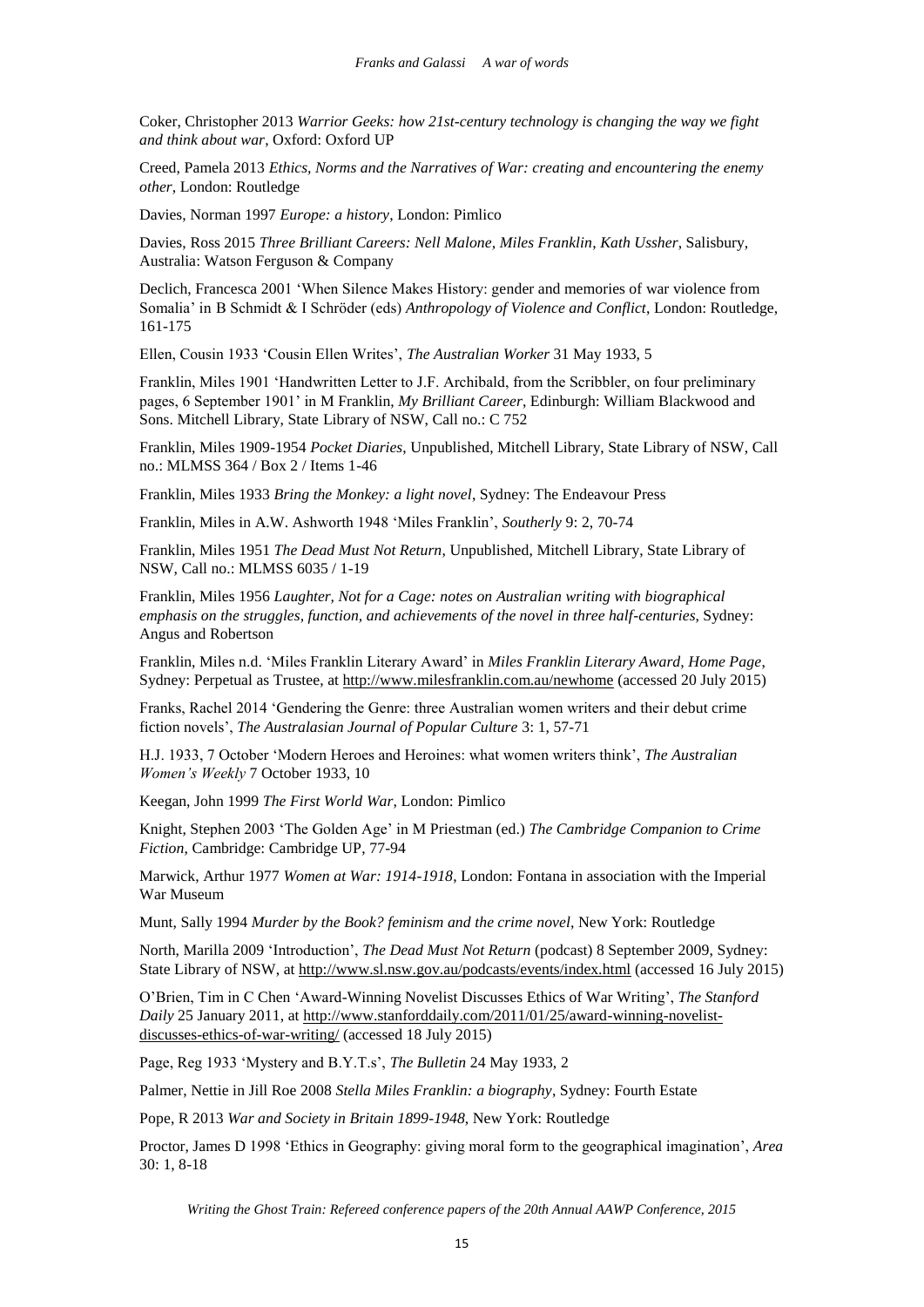Coker, Christopher 2013 *Warrior Geeks: how 21st-century technology is changing the way we fight and think about war*, Oxford: Oxford UP

Creed, Pamela 2013 *Ethics, Norms and the Narratives of War: creating and encountering the enemy other*, London: Routledge

Davies, Norman 1997 *Europe: a history*, London: Pimlico

Davies, Ross 2015 *Three Brilliant Careers: Nell Malone, Miles Franklin, Kath Ussher*, Salisbury, Australia: Watson Ferguson & Company

Declich, Francesca 2001 'When Silence Makes History: gender and memories of war violence from Somalia' in B Schmidt & I Schröder (eds) *Anthropology of Violence and Conflict*, London: Routledge, 161-175

Ellen, Cousin 1933 'Cousin Ellen Writes', *The Australian Worker* 31 May 1933, 5

Franklin, Miles 1901 'Handwritten Letter to J.F. Archibald, from the Scribbler, on four preliminary pages, 6 September 1901' in M Franklin, *My Brilliant Career*, Edinburgh: William Blackwood and Sons. Mitchell Library, State Library of NSW, Call no.: C 752

Franklin, Miles 1909-1954 *Pocket Diaries*, Unpublished, Mitchell Library, State Library of NSW, Call no.: MLMSS 364 / Box 2 / Items 1-46

Franklin, Miles 1933 *Bring the Monkey: a light novel*, Sydney: The Endeavour Press

Franklin, Miles in A.W. Ashworth 1948 'Miles Franklin', *Southerly* 9: 2, 70-74

Franklin, Miles 1951 *The Dead Must Not Return*, Unpublished, Mitchell Library, State Library of NSW, Call no.: MLMSS 6035 / 1-19

Franklin, Miles 1956 *Laughter, Not for a Cage: notes on Australian writing with biographical emphasis on the struggles, function, and achievements of the novel in three half-centuries*, Sydney: Angus and Robertson

Franklin, Miles n.d. 'Miles Franklin Literary Award' in *Miles Franklin Literary Award, Home Page*, Sydney: Perpetual as Trustee, at http://www.milesfranklin.com.au/newhome (accessed 20 July 2015)

Franks, Rachel 2014 'Gendering the Genre: three Australian women writers and their debut crime fiction novels', *The Australasian Journal of Popular Culture* 3: 1, 57-71

H.J. 1933, 7 October 'Modern Heroes and Heroines: what women writers think', *The Australian Women's Weekly* 7 October 1933, 10

Keegan, John 1999 *The First World War*, London: Pimlico

Knight, Stephen 2003 'The Golden Age' in M Priestman (ed.) *The Cambridge Companion to Crime Fiction*, Cambridge: Cambridge UP, 77-94

Marwick, Arthur 1977 *Women at War: 1914-1918*, London: Fontana in association with the Imperial War Museum

Munt, Sally 1994 *Murder by the Book? feminism and the crime novel*, New York: Routledge

North, Marilla 2009 'Introduction', *The Dead Must Not Return* (podcast) 8 September 2009, Sydney: State Library of NSW, at http://www.sl.nsw.gov.au/podcasts/events/index.html (accessed 16 July 2015)

O'Brien, Tim in C Chen 'Award-Winning Novelist Discusses Ethics of War Writing', *The Stanford Daily* 25 January 2011, at http://www.stanforddaily.com/2011/01/25/award-winning-novelist-discusses-ethics-of-war-writing/ (accessed 18 July 2015)

Page, Reg 1933 'Mystery and B.Y.T.s', *The Bulletin* 24 May 1933, 2

Palmer, Nettie in Jill Roe 2008 *Stella Miles Franklin: a biography*, Sydney: Fourth Estate

Pope, R 2013 *War and Society in Britain 1899-1948*, New York: Routledge

Proctor, James D 1998 'Ethics in Geography: giving moral form to the geographical imagination', *Area* 30: 1, 8-18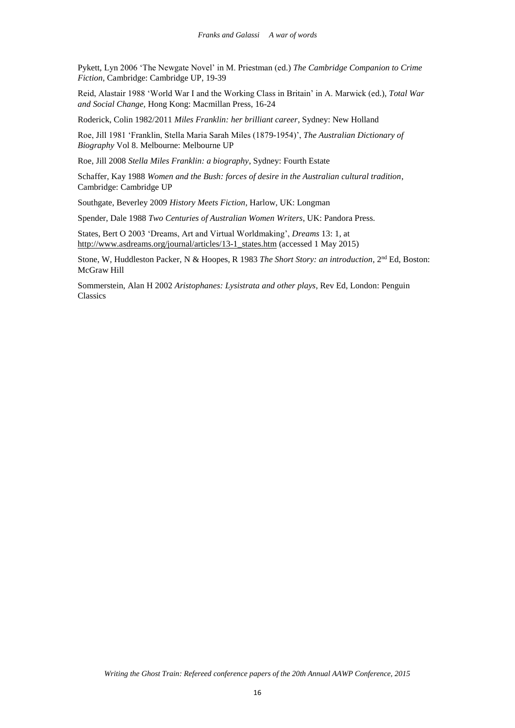Pykett, Lyn 2006 'The Newgate Novel' in M. Priestman (ed.) *The Cambridge Companion to Crime Fiction*, Cambridge: Cambridge UP, 19-39

Reid, Alastair 1988 'World War I and the Working Class in Britain' in A. Marwick (ed.), *Total War and Social Change,* Hong Kong: Macmillan Press, 16-24

Roderick, Colin 1982/2011 *Miles Franklin: her brilliant career*, Sydney: New Holland

Roe, Jill 1981 'Franklin, Stella Maria Sarah Miles (1879-1954)', *The Australian Dictionary of Biography* Vol 8. Melbourne: Melbourne UP

Roe, Jill 2008 *Stella Miles Franklin: a biography*, Sydney: Fourth Estate

Schaffer, Kay 1988 *Women and the Bush: forces of desire in the Australian cultural tradition*, Cambridge: Cambridge UP

Southgate, Beverley 2009 *History Meets Fiction*, Harlow, UK: Longman

Spender, Dale 1988 *Two Centuries of Australian Women Writers*, UK: Pandora Press.

States, Bert O 2003 'Dreams, Art and Virtual Worldmaking', *Dreams* 13: 1, at http://www.asdreams.org/journal/articles/13-1_states.htm (accessed 1 May 2015)

Stone, W, Huddleston Packer, N & Hoopes, R 1983 *The Short Story: an introduction*, 2nd Ed, Boston: McGraw Hill

Sommerstein, Alan H 2002 *Aristophanes: Lysistrata and other plays*, Rev Ed, London: Penguin Classics